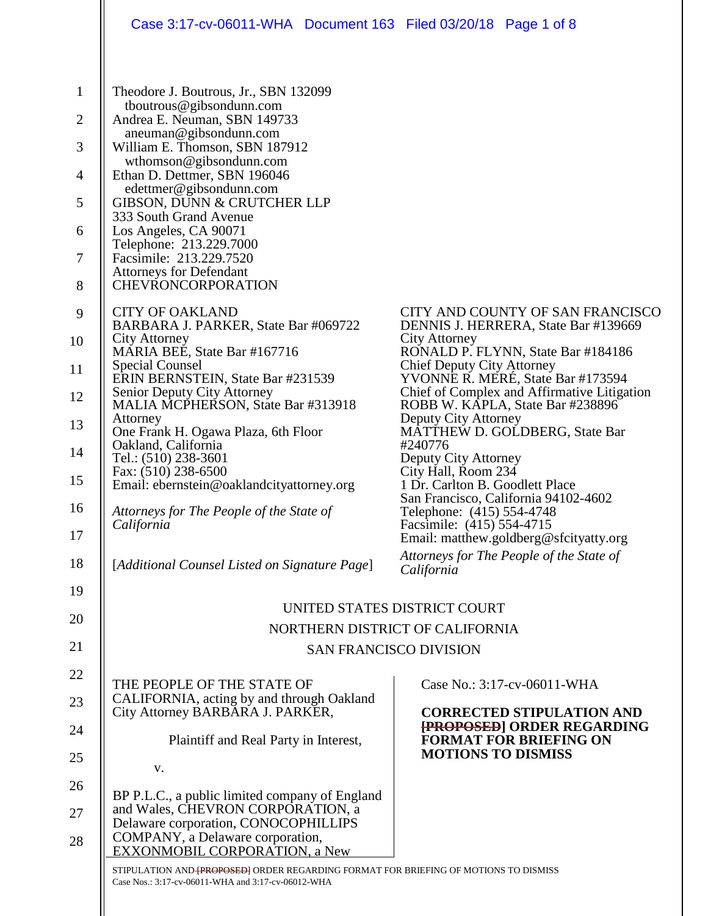Theodore J. Boutrous, Jr., SBN 132099
tboutrous@gibsondunn.com
Andrea E. Neuman, SBN 149733
aneuman@gibsondunn.com
William E. Thomson, SBN 187912
wthomson@gibsondunn.com
Ethan D. Dettmer, SBN 196046
edettmer@gibsondunn.com
GIBSON, DUNN & CRUTCHER LLP
333 South Grand Avenue
Los Angeles, CA 90071
Telephone: 213.229.7000
Facsimile: 213.229.7520
Attorneys for Defendant
CHEVRONCORPORATION

CITY OF OAKLAND
BARBARA J. PARKER, State Bar #069722
City Attorney
MARIA BEE, State Bar #167716
Special Counsel
ERIN BERNSTEIN, State Bar #231539
Senior Deputy City Attorney
MALIA MCPHERSON, State Bar #313918
Attorney
One Frank H. Ogawa Plaza, 6th Floor
Oakland, California
Tel.: (510) 238-3601
Fax: (510) 238-6500
Email: ebernstein@oaklandcityattorney.org

*Attorneys for The People of the State of California*

[*Additional Counsel Listed on Signature Page*]

CITY AND COUNTY OF SAN FRANCISCO
DENNIS J. HERRERA, State Bar #139669
City Attorney
RONALD P. FLYNN, State Bar #184186
Chief Deputy City Attorney
YVONNE R. MERÉ, State Bar #173594
Chief of Complex and Affirmative Litigation
ROBB W. KAPLA, State Bar #238896
Deputy City Attorney
MATTHEW D. GOLDBERG, State Bar #240776
Deputy City Attorney
City Hall, Room 234
1 Dr. Carlton B. Goodlett Place
San Francisco, California 94102-4602
Telephone: (415) 554-4748
Facsimile: (415) 554-4715
Email: matthew.goldberg@sfcityatty.org

*Attorneys for The People of the State of California*

UNITED STATES DISTRICT COURT
NORTHERN DISTRICT OF CALIFORNIA
SAN FRANCISCO DIVISION

THE PEOPLE OF THE STATE OF CALIFORNIA, acting by and through Oakland City Attorney BARBARA J. PARKER,

Plaintiff and Real Party in Interest,

v.

BP P.L.C., a public limited company of England and Wales, CHEVRON CORPORATION, a Delaware corporation, CONOCOPHILLIPS COMPANY, a Delaware corporation, EXXONMOBIL CORPORATION, a New

Case No.: 3:17-cv-06011-WHA

**CORRECTED STIPULATION AND ~~[PROPOSED]~~ ORDER REGARDING FORMAT FOR BRIEFING ON MOTIONS TO DISMISS**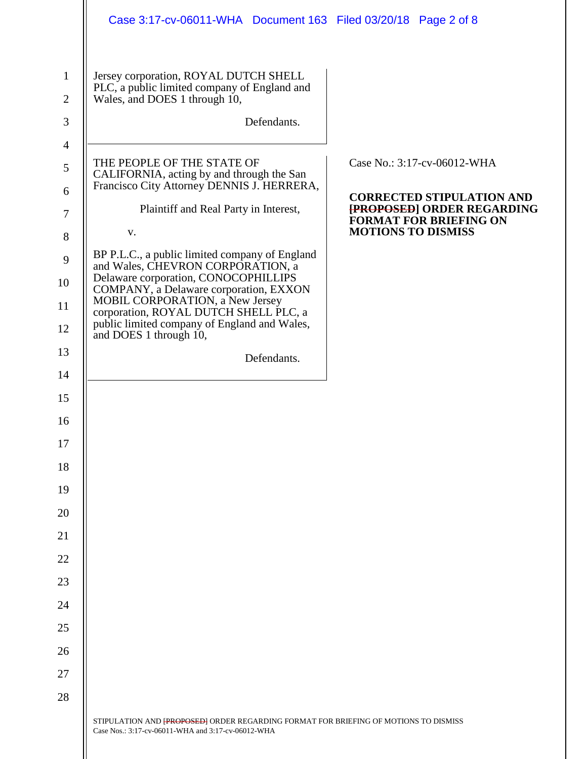Jersey corporation, ROYAL DUTCH SHELL PLC, a public limited company of England and Wales, and DOES 1 through 10,

Defendants.

---

THE PEOPLE OF THE STATE OF CALIFORNIA, acting by and through the San Francisco City Attorney DENNIS J. HERRERA,

Plaintiff and Real Party in Interest,

v.

BP P.L.C., a public limited company of England and Wales, CHEVRON CORPORATION, a Delaware corporation, CONOCOPHILLIPS COMPANY, a Delaware corporation, EXXON MOBIL CORPORATION, a New Jersey corporation, ROYAL DUTCH SHELL PLC, a public limited company of England and Wales, and DOES 1 through 10,

Defendants.

Case No.: 3:17-cv-06012-WHA

**CORRECTED STIPULATION AND ~~[PROPOSED]~~ ORDER REGARDING FORMAT FOR BRIEFING ON MOTIONS TO DISMISS**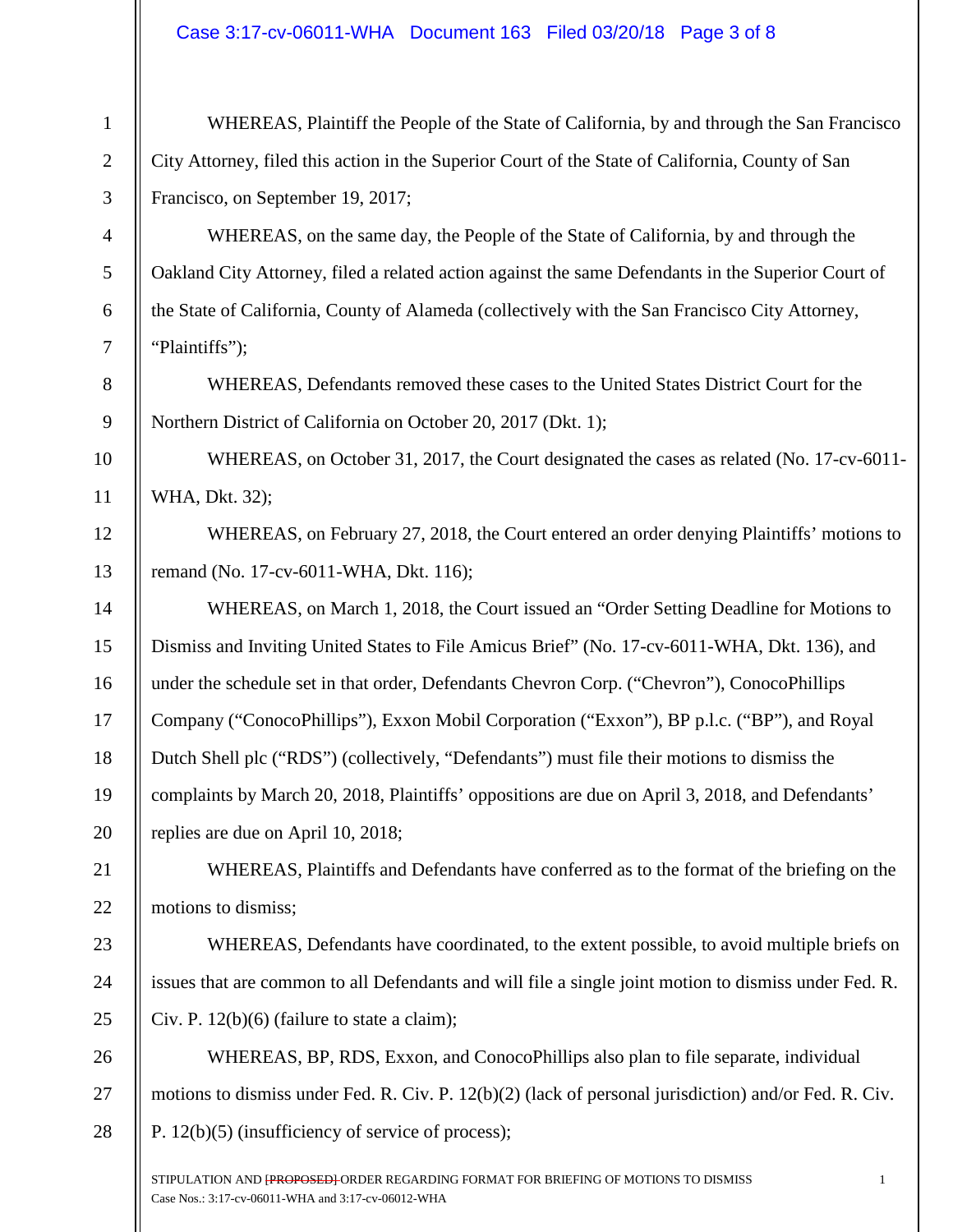WHEREAS, Plaintiff the People of the State of California, by and through the San Francisco City Attorney, filed this action in the Superior Court of the State of California, County of San Francisco, on September 19, 2017;

WHEREAS, on the same day, the People of the State of California, by and through the Oakland City Attorney, filed a related action against the same Defendants in the Superior Court of the State of California, County of Alameda (collectively with the San Francisco City Attorney, "Plaintiffs");

WHEREAS, Defendants removed these cases to the United States District Court for the Northern District of California on October 20, 2017 (Dkt. 1);

WHEREAS, on October 31, 2017, the Court designated the cases as related (No. 17-cv-6011-WHA, Dkt. 32);

WHEREAS, on February 27, 2018, the Court entered an order denying Plaintiffs' motions to remand (No. 17-cv-6011-WHA, Dkt. 116);

WHEREAS, on March 1, 2018, the Court issued an "Order Setting Deadline for Motions to Dismiss and Inviting United States to File Amicus Brief" (No. 17-cv-6011-WHA, Dkt. 136), and under the schedule set in that order, Defendants Chevron Corp. ("Chevron"), ConocoPhillips Company ("ConocoPhillips"), Exxon Mobil Corporation ("Exxon"), BP p.l.c. ("BP"), and Royal Dutch Shell plc ("RDS") (collectively, "Defendants") must file their motions to dismiss the complaints by March 20, 2018, Plaintiffs' oppositions are due on April 3, 2018, and Defendants' replies are due on April 10, 2018;

WHEREAS, Plaintiffs and Defendants have conferred as to the format of the briefing on the motions to dismiss;

WHEREAS, Defendants have coordinated, to the extent possible, to avoid multiple briefs on issues that are common to all Defendants and will file a single joint motion to dismiss under Fed. R. Civ. P. 12(b)(6) (failure to state a claim);

WHEREAS, BP, RDS, Exxon, and ConocoPhillips also plan to file separate, individual motions to dismiss under Fed. R. Civ. P. 12(b)(2) (lack of personal jurisdiction) and/or Fed. R. Civ. P. 12(b)(5) (insufficiency of service of process);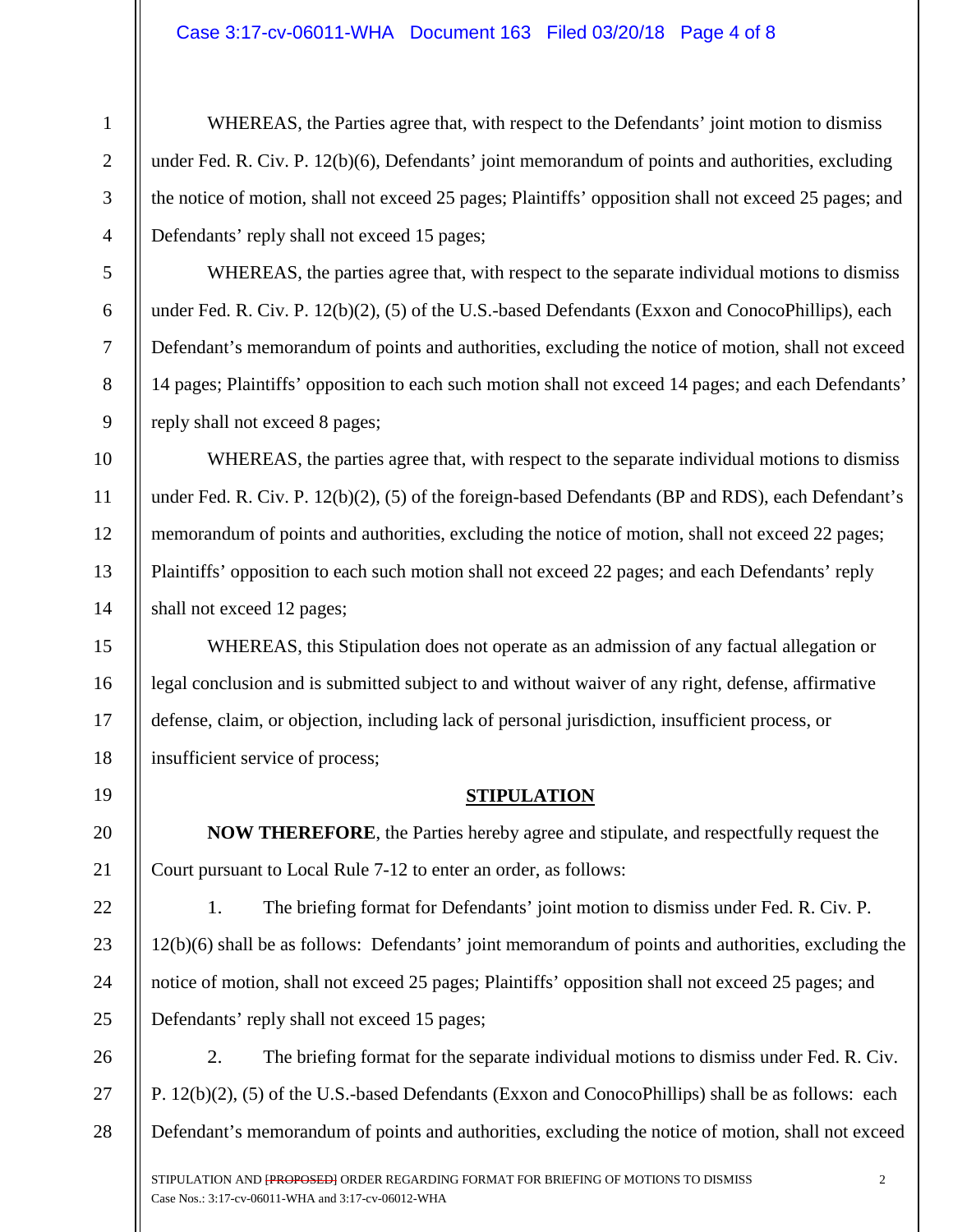WHEREAS, the Parties agree that, with respect to the Defendants' joint motion to dismiss under Fed. R. Civ. P. 12(b)(6), Defendants' joint memorandum of points and authorities, excluding the notice of motion, shall not exceed 25 pages; Plaintiffs' opposition shall not exceed 25 pages; and Defendants' reply shall not exceed 15 pages;

WHEREAS, the parties agree that, with respect to the separate individual motions to dismiss under Fed. R. Civ. P. 12(b)(2), (5) of the U.S.-based Defendants (Exxon and ConocoPhillips), each Defendant's memorandum of points and authorities, excluding the notice of motion, shall not exceed 14 pages; Plaintiffs' opposition to each such motion shall not exceed 14 pages; and each Defendants' reply shall not exceed 8 pages;

WHEREAS, the parties agree that, with respect to the separate individual motions to dismiss under Fed. R. Civ. P. 12(b)(2), (5) of the foreign-based Defendants (BP and RDS), each Defendant's memorandum of points and authorities, excluding the notice of motion, shall not exceed 22 pages; Plaintiffs' opposition to each such motion shall not exceed 22 pages; and each Defendants' reply shall not exceed 12 pages;

WHEREAS, this Stipulation does not operate as an admission of any factual allegation or legal conclusion and is submitted subject to and without waiver of any right, defense, affirmative defense, claim, or objection, including lack of personal jurisdiction, insufficient process, or insufficient service of process;

## STIPULATION

**NOW THEREFORE**, the Parties hereby agree and stipulate, and respectfully request the Court pursuant to Local Rule 7-12 to enter an order, as follows:

1. The briefing format for Defendants' joint motion to dismiss under Fed. R. Civ. P. 12(b)(6) shall be as follows: Defendants' joint memorandum of points and authorities, excluding the notice of motion, shall not exceed 25 pages; Plaintiffs' opposition shall not exceed 25 pages; and Defendants' reply shall not exceed 15 pages;

2. The briefing format for the separate individual motions to dismiss under Fed. R. Civ. P. 12(b)(2), (5) of the U.S.-based Defendants (Exxon and ConocoPhillips) shall be as follows: each Defendant's memorandum of points and authorities, excluding the notice of motion, shall not exceed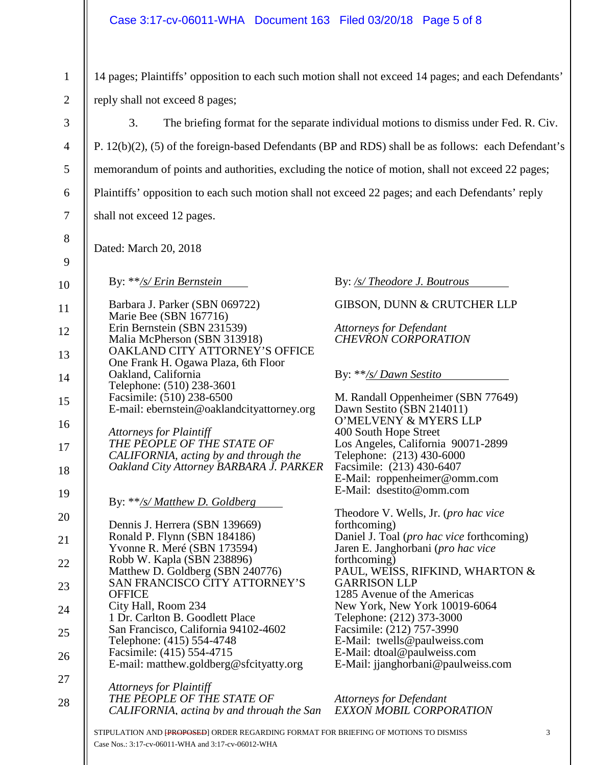14 pages; Plaintiffs' opposition to each such motion shall not exceed 14 pages; and each Defendants' reply shall not exceed 8 pages;

3. The briefing format for the separate individual motions to dismiss under Fed. R. Civ. P. 12(b)(2), (5) of the foreign-based Defendants (BP and RDS) shall be as follows: each Defendant's memorandum of points and authorities, excluding the notice of motion, shall not exceed 22 pages; Plaintiffs' opposition to each such motion shall not exceed 22 pages; and each Defendants' reply shall not exceed 12 pages.

Dated: March 20, 2018

By: **/s/ Erin Bernstein

Barbara J. Parker (SBN 069722)
Marie Bee (SBN 167716)
Erin Bernstein (SBN 231539)
Malia McPherson (SBN 313918)
OAKLAND CITY ATTORNEY'S OFFICE
One Frank H. Ogawa Plaza, 6th Floor
Oakland, California
Telephone: (510) 238-3601
Facsimile: (510) 238-6500
E-mail: ebernstein@oaklandcityattorney.org

*Attorneys for Plaintiff*
*THE PEOPLE OF THE STATE OF CALIFORNIA, acting by and through the Oakland City Attorney BARBARA J. PARKER*

By: **/s/ Matthew D. Goldberg

Dennis J. Herrera (SBN 139669)
Ronald P. Flynn (SBN 184186)
Yvonne R. Meré (SBN 173594)
Robb W. Kapla (SBN 238896)
Matthew D. Goldberg (SBN 240776)
SAN FRANCISCO CITY ATTORNEY'S OFFICE
City Hall, Room 234
1 Dr. Carlton B. Goodlett Place
San Francisco, California 94102-4602
Telephone: (415) 554-4748
Facsimile: (415) 554-4715
E-mail: matthew.goldberg@sfcityatty.org

*Attorneys for Plaintiff*
*THE PEOPLE OF THE STATE OF CALIFORNIA, acting by and through the San*

By: /s/ Theodore J. Boutrous

GIBSON, DUNN & CRUTCHER LLP

*Attorneys for Defendant*
*CHEVRON CORPORATION*

By: **/s/ Dawn Sestito

M. Randall Oppenheimer (SBN 77649)
Dawn Sestito (SBN 214011)
O'MELVENY & MYERS LLP
400 South Hope Street
Los Angeles, California 90071-2899
Telephone: (213) 430-6000
Facsimile: (213) 430-6407
E-Mail: roppenheimer@omm.com
E-Mail: dsestito@omm.com

Theodore V. Wells, Jr. (*pro hac vice* forthcoming)
Daniel J. Toal (*pro hac vice* forthcoming)
Jaren E. Janghorbani (*pro hac vice* forthcoming)
PAUL, WEISS, RIFKIND, WHARTON & GARRISON LLP
1285 Avenue of the Americas
New York, New York 10019-6064
Telephone: (212) 373-3000
Facsimile: (212) 757-3990
E-Mail: twells@paulweiss.com
E-Mail: dtoal@paulweiss.com
E-Mail: jjanghorbani@paulweiss.com

*Attorneys for Defendant*
*EXXON MOBIL CORPORATION*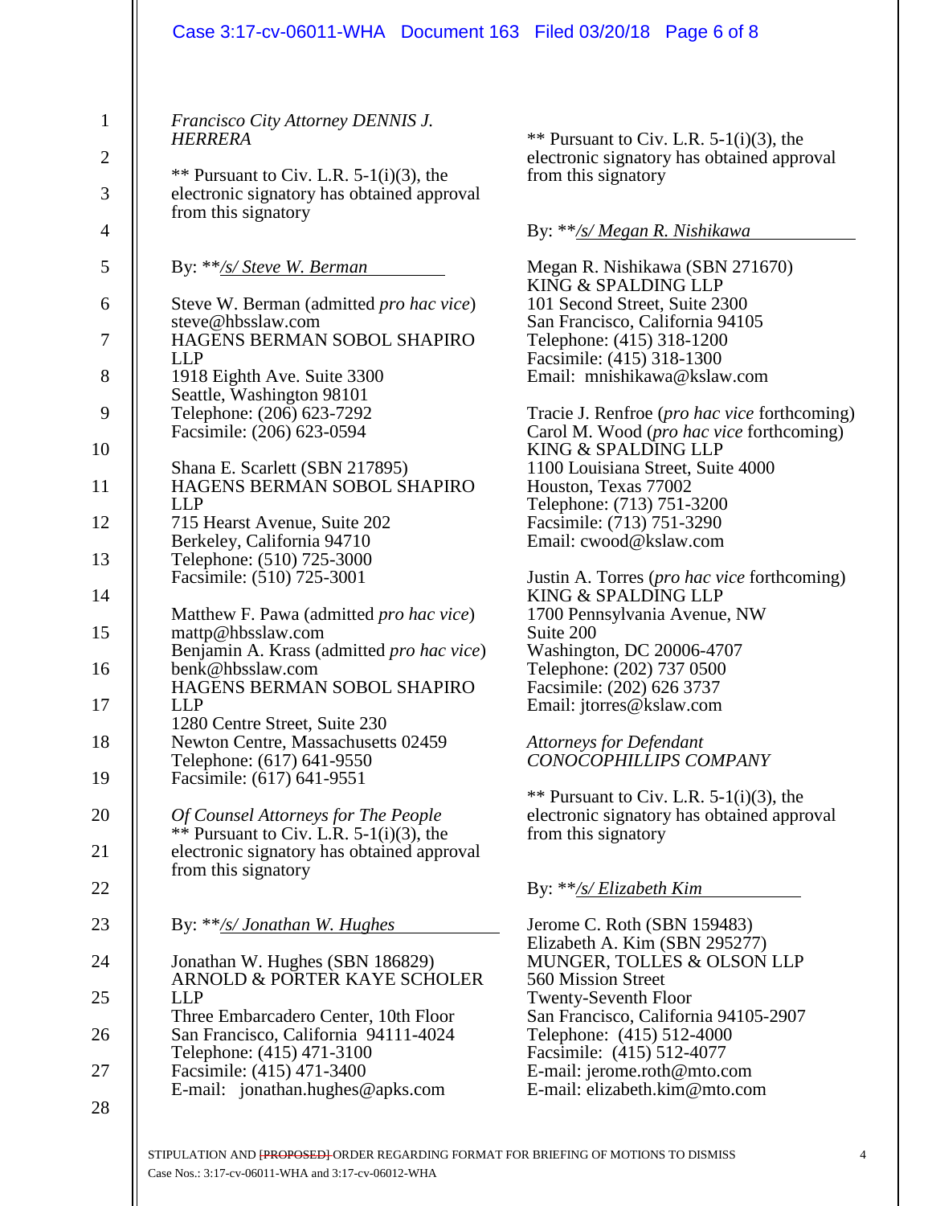*Francisco City Attorney DENNIS J. HERRERA*

** Pursuant to Civ. L.R. 5-1(i)(3), the electronic signatory has obtained approval from this signatory

By: ***/s/ Steve W. Berman*

Steve W. Berman (admitted *pro hac vice*)
steve@hbsslaw.com
HAGENS BERMAN SOBOL SHAPIRO LLP
1918 Eighth Ave. Suite 3300
Seattle, Washington 98101
Telephone: (206) 623-7292
Facsimile: (206) 623-0594

Shana E. Scarlett (SBN 217895)
HAGENS BERMAN SOBOL SHAPIRO LLP
715 Hearst Avenue, Suite 202
Berkeley, California 94710
Telephone: (510) 725-3000
Facsimile: (510) 725-3001

Matthew F. Pawa (admitted *pro hac vice*)
mattp@hbsslaw.com
Benjamin A. Krass (admitted *pro hac vice*)
benk@hbsslaw.com
HAGENS BERMAN SOBOL SHAPIRO LLP
1280 Centre Street, Suite 230
Newton Centre, Massachusetts 02459
Telephone: (617) 641-9550
Facsimile: (617) 641-9551

*Of Counsel Attorneys for The People*

** Pursuant to Civ. L.R. 5-1(i)(3), the electronic signatory has obtained approval from this signatory

By: ***/s/ Jonathan W. Hughes*

Jonathan W. Hughes (SBN 186829)
ARNOLD & PORTER KAYE SCHOLER LLP
Three Embarcadero Center, 10th Floor
San Francisco, California 94111-4024
Telephone: (415) 471-3100
Facsimile: (415) 471-3400
E-mail: jonathan.hughes@apks.com

** Pursuant to Civ. L.R. 5-1(i)(3), the electronic signatory has obtained approval from this signatory

By: ***/s/ Megan R. Nishikawa*

Megan R. Nishikawa (SBN 271670)
KING & SPALDING LLP
101 Second Street, Suite 2300
San Francisco, California 94105
Telephone: (415) 318-1200
Facsimile: (415) 318-1300
Email: mnishikawa@kslaw.com

Tracie J. Renfroe (*pro hac vice* forthcoming)
Carol M. Wood (*pro hac vice* forthcoming)
KING & SPALDING LLP
1100 Louisiana Street, Suite 4000
Houston, Texas 77002
Telephone: (713) 751-3200
Facsimile: (713) 751-3290
Email: cwood@kslaw.com

Justin A. Torres (*pro hac vice* forthcoming)
KING & SPALDING LLP
1700 Pennsylvania Avenue, NW
Suite 200
Washington, DC 20006-4707
Telephone: (202) 737 0500
Facsimile: (202) 626 3737
Email: jtorres@kslaw.com

*Attorneys for Defendant CONOCOPHILLIPS COMPANY*

** Pursuant to Civ. L.R. 5-1(i)(3), the electronic signatory has obtained approval from this signatory

By: ***/s/ Elizabeth Kim*

Jerome C. Roth (SBN 159483)
Elizabeth A. Kim (SBN 295277)
MUNGER, TOLLES & OLSON LLP
560 Mission Street
Twenty-Seventh Floor
San Francisco, California 94105-2907
Telephone: (415) 512-4000
Facsimile: (415) 512-4077
E-mail: jerome.roth@mto.com
E-mail: elizabeth.kim@mto.com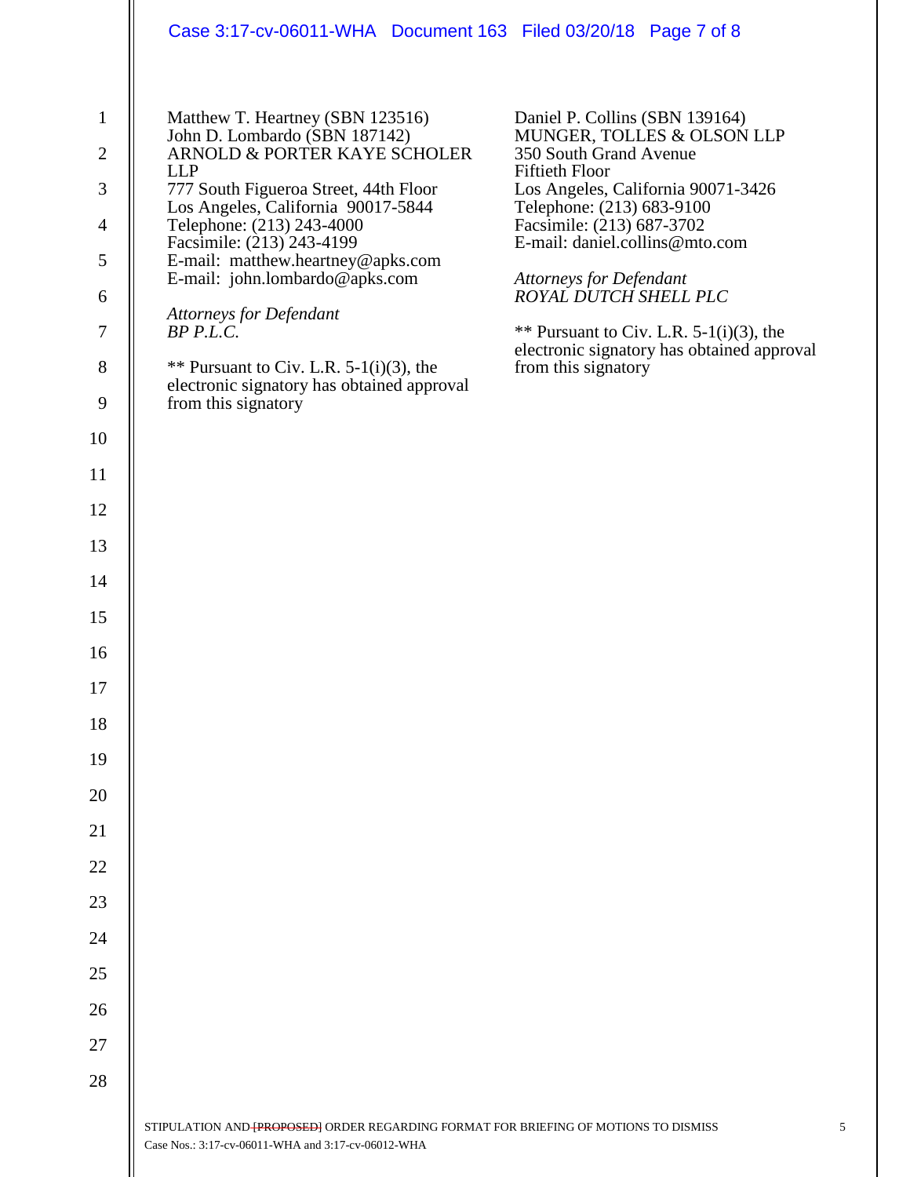Matthew T. Heartney (SBN 123516)
John D. Lombardo (SBN 187142)
ARNOLD & PORTER KAYE SCHOLER LLP
777 South Figueroa Street, 44th Floor
Los Angeles, California 90017-5844
Telephone: (213) 243-4000
Facsimile: (213) 243-4199
E-mail: matthew.heartney@apks.com
E-mail: john.lombardo@apks.com

*Attorneys for Defendant*
*BP P.L.C.*

** Pursuant to Civ. L.R. 5-1(i)(3), the electronic signatory has obtained approval from this signatory

Daniel P. Collins (SBN 139164)
MUNGER, TOLLES & OLSON LLP
350 South Grand Avenue
Fiftieth Floor
Los Angeles, California 90071-3426
Telephone: (213) 683-9100
Facsimile: (213) 687-3702
E-mail: daniel.collins@mto.com

*Attorneys for Defendant*
*ROYAL DUTCH SHELL PLC*

** Pursuant to Civ. L.R. 5-1(i)(3), the electronic signatory has obtained approval from this signatory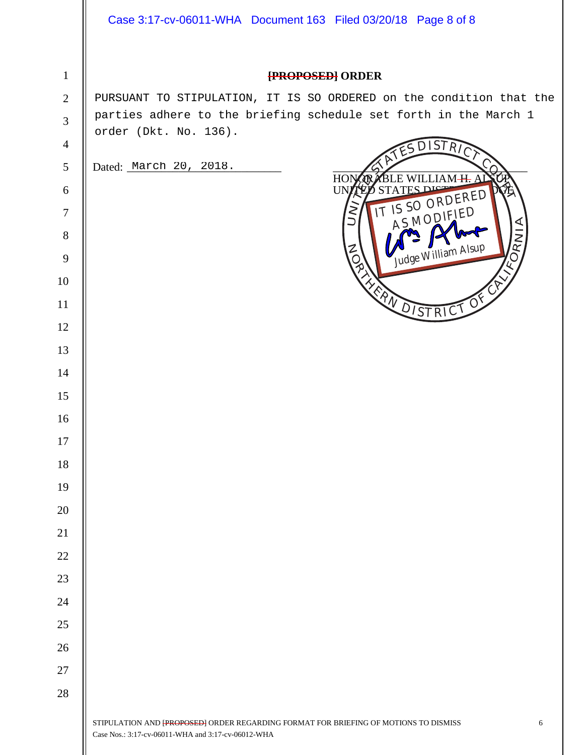**~~[PROPOSED]~~ ORDER**

PURSUANT TO STIPULATION, IT IS SO ORDERED on the condition that the parties adhere to the briefing schedule set forth in the March 1 order (Dkt. No. 136).

Dated: March 20, 2018.

HONORABLE WILLIAM ~~H.~~ ALSUP
UNITED STATES DISTRICT JUDGE

UNITED STATES DISTRICT COURT
NORTHERN DISTRICT OF CALIFORNIA
IT IS SO ORDERED
AS MODIFIED
Judge William Alsup

STIPULATION AND ~~[PROPOSED]~~ ORDER REGARDING FORMAT FOR BRIEFING OF MOTIONS TO DISMISS
Case Nos.: 3:17-cv-06011-WHA and 3:17-cv-06012-WHA